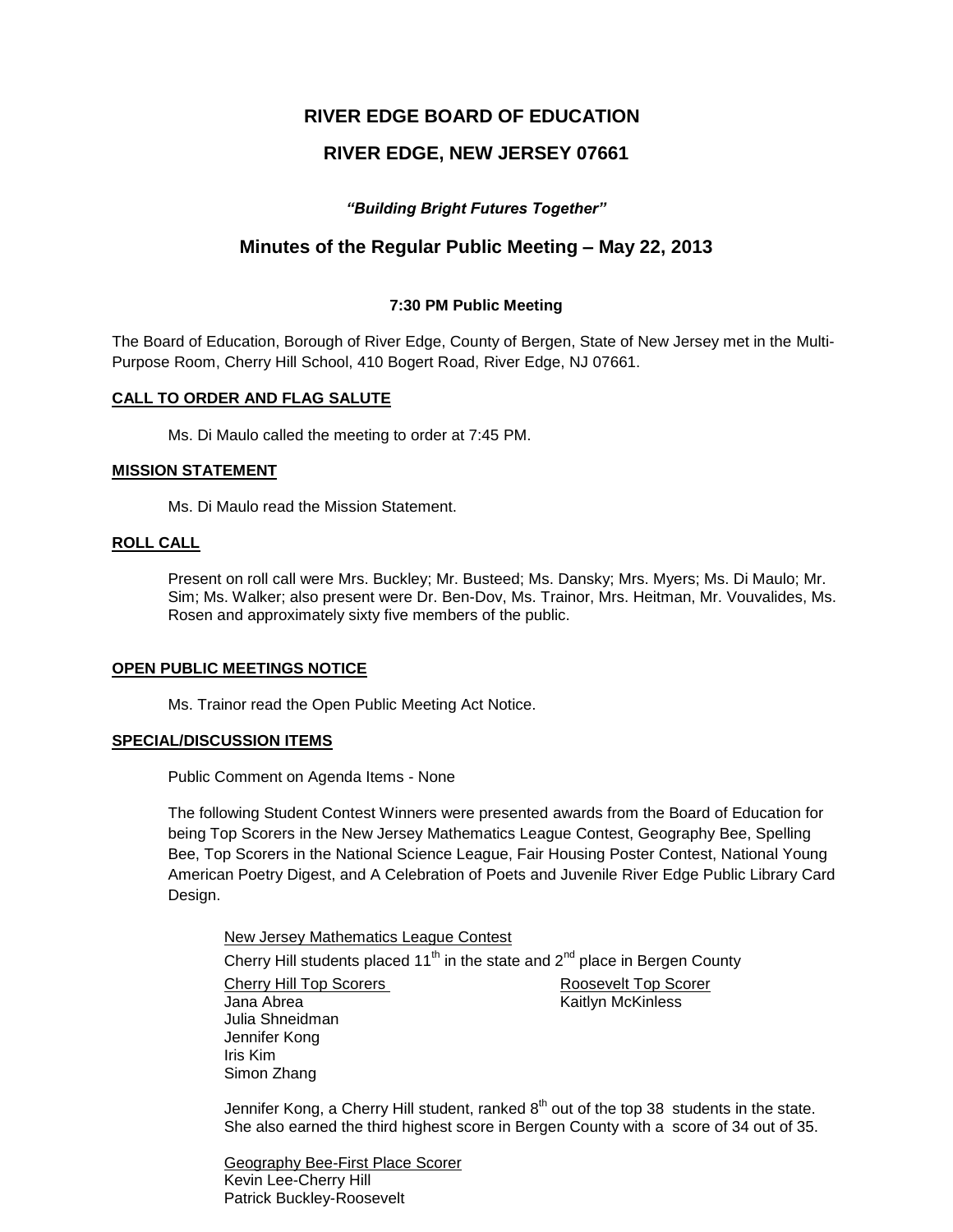# RIVER EDGE BOARD OF EDUCATION

## RIVER EDGE, NEW JERSEY 07661

***"Building Bright Futures Together"***

## Minutes of the Regular Public Meeting – May 22, 2013

**7:30 PM Public Meeting**

The Board of Education, Borough of River Edge, County of Bergen, State of New Jersey met in the Multi-Purpose Room, Cherry Hill School, 410 Bogert Road, River Edge, NJ 07661.

**CALL TO ORDER AND FLAG SALUTE**

Ms. Di Maulo called the meeting to order at 7:45 PM.

**MISSION STATEMENT**

Ms. Di Maulo read the Mission Statement.

**ROLL CALL**

Present on roll call were Mrs. Buckley; Mr. Busteed; Ms. Dansky; Mrs. Myers; Ms. Di Maulo; Mr. Sim; Ms. Walker; also present were Dr. Ben-Dov, Ms. Trainor, Mrs. Heitman, Mr. Vouvalides, Ms. Rosen and approximately sixty five members of the public.

**OPEN PUBLIC MEETINGS NOTICE**

Ms. Trainor read the Open Public Meeting Act Notice.

**SPECIAL/DISCUSSION ITEMS**

Public Comment on Agenda Items - None

The following Student Contest Winners were presented awards from the Board of Education for being Top Scorers in the New Jersey Mathematics League Contest, Geography Bee, Spelling Bee, Top Scorers in the National Science League, Fair Housing Poster Contest, National Young American Poetry Digest, and A Celebration of Poets and Juvenile River Edge Public Library Card Design.

New Jersey Mathematics League Contest

Cherry Hill students placed 11th in the state and 2nd place in Bergen County

Cherry Hill Top Scorers
Jana Abrea
Julia Shneidman
Jennifer Kong
Iris Kim
Simon Zhang

Roosevelt Top Scorer
Kaitlyn McKinless

Jennifer Kong, a Cherry Hill student, ranked 8th out of the top 38 students in the state. She also earned the third highest score in Bergen County with a score of 34 out of 35.

Geography Bee-First Place Scorer
Kevin Lee-Cherry Hill
Patrick Buckley-Roosevelt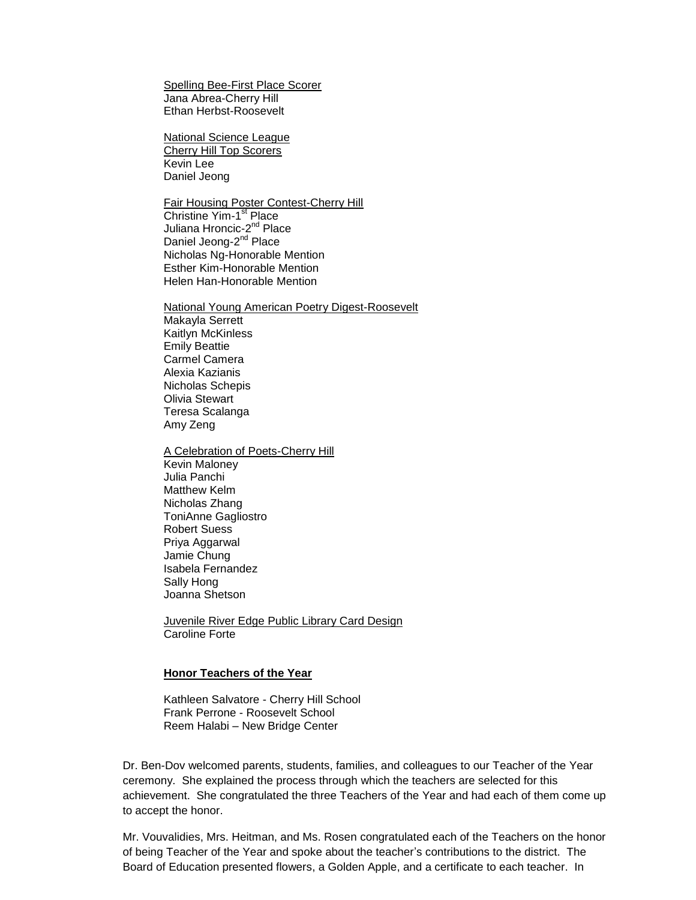<u>Spelling Bee-First Place Scorer</u>
Jana Abrea-Cherry Hill
Ethan Herbst-Roosevelt

<u>National Science League</u>
<u>Cherry Hill Top Scorers</u>
Kevin Lee
Daniel Jeong

<u>Fair Housing Poster Contest-Cherry Hill</u>
Christine Yim-1st Place
Juliana Hroncic-2nd Place
Daniel Jeong-2nd Place
Nicholas Ng-Honorable Mention
Esther Kim-Honorable Mention
Helen Han-Honorable Mention

<u>National Young American Poetry Digest-Roosevelt</u>
Makayla Serrett
Kaitlyn McKinless
Emily Beattie
Carmel Camera
Alexia Kazianis
Nicholas Schepis
Olivia Stewart
Teresa Scalanga
Amy Zeng

<u>A Celebration of Poets-Cherry Hill</u>
Kevin Maloney
Julia Panchi
Matthew Kelm
Nicholas Zhang
ToniAnne Gagliostro
Robert Suess
Priya Aggarwal
Jamie Chung
Isabela Fernandez
Sally Hong
Joanna Shetson

<u>Juvenile River Edge Public Library Card Design</u>
Caroline Forte

**<u>Honor Teachers of the Year</u>**

Kathleen Salvatore - Cherry Hill School
Frank Perrone - Roosevelt School
Reem Halabi – New Bridge Center

Dr. Ben-Dov welcomed parents, students, families, and colleagues to our Teacher of the Year ceremony. She explained the process through which the teachers are selected for this achievement. She congratulated the three Teachers of the Year and had each of them come up to accept the honor.

Mr. Vouvalidies, Mrs. Heitman, and Ms. Rosen congratulated each of the Teachers on the honor of being Teacher of the Year and spoke about the teacher's contributions to the district. The Board of Education presented flowers, a Golden Apple, and a certificate to each teacher. In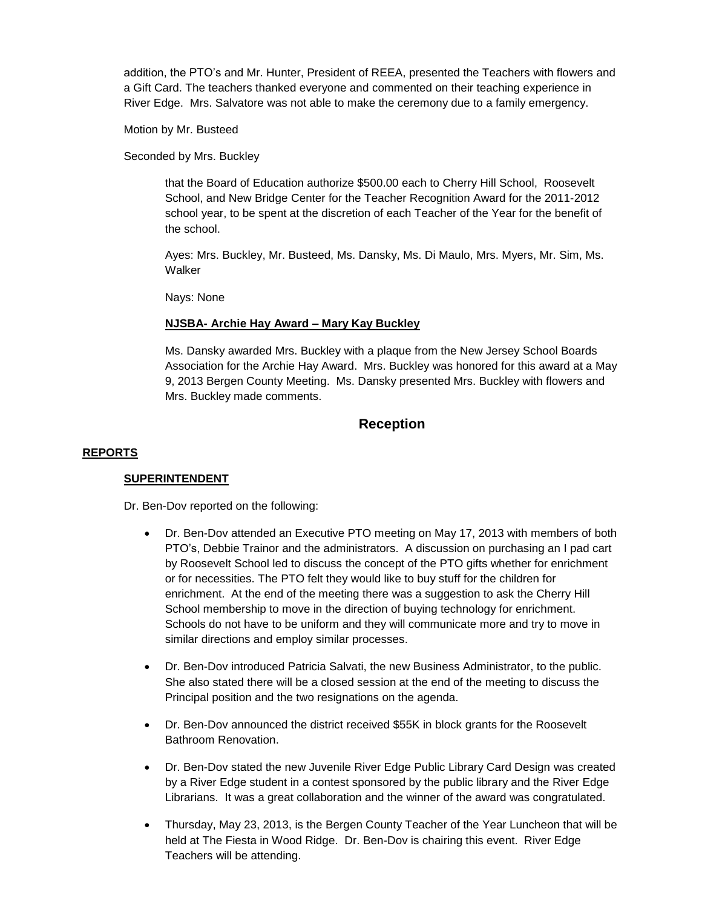addition, the PTO's and Mr. Hunter, President of REEA, presented the Teachers with flowers and a Gift Card. The teachers thanked everyone and commented on their teaching experience in River Edge. Mrs. Salvatore was not able to make the ceremony due to a family emergency.

Motion by Mr. Busteed

Seconded by Mrs. Buckley

> that the Board of Education authorize $500.00 each to Cherry Hill School, Roosevelt School, and New Bridge Center for the Teacher Recognition Award for the 2011-2012 school year, to be spent at the discretion of each Teacher of the Year for the benefit of the school.
>
> Ayes: Mrs. Buckley, Mr. Busteed, Ms. Dansky, Ms. Di Maulo, Mrs. Myers, Mr. Sim, Ms. Walker
>
> Nays: None
>
> **NJSBA- Archie Hay Award – Mary Kay Buckley**
>
> Ms. Dansky awarded Mrs. Buckley with a plaque from the New Jersey School Boards Association for the Archie Hay Award. Mrs. Buckley was honored for this award at a May 9, 2013 Bergen County Meeting. Ms. Dansky presented Mrs. Buckley with flowers and Mrs. Buckley made comments.

## Reception

### REPORTS

#### SUPERINTENDENT

Dr. Ben-Dov reported on the following:

- Dr. Ben-Dov attended an Executive PTO meeting on May 17, 2013 with members of both PTO's, Debbie Trainor and the administrators. A discussion on purchasing an I pad cart by Roosevelt School led to discuss the concept of the PTO gifts whether for enrichment or for necessities. The PTO felt they would like to buy stuff for the children for enrichment. At the end of the meeting there was a suggestion to ask the Cherry Hill School membership to move in the direction of buying technology for enrichment. Schools do not have to be uniform and they will communicate more and try to move in similar directions and employ similar processes.

- Dr. Ben-Dov introduced Patricia Salvati, the new Business Administrator, to the public. She also stated there will be a closed session at the end of the meeting to discuss the Principal position and the two resignations on the agenda.

- Dr. Ben-Dov announced the district received $55K in block grants for the Roosevelt Bathroom Renovation.

- Dr. Ben-Dov stated the new Juvenile River Edge Public Library Card Design was created by a River Edge student in a contest sponsored by the public library and the River Edge Librarians. It was a great collaboration and the winner of the award was congratulated.

- Thursday, May 23, 2013, is the Bergen County Teacher of the Year Luncheon that will be held at The Fiesta in Wood Ridge. Dr. Ben-Dov is chairing this event. River Edge Teachers will be attending.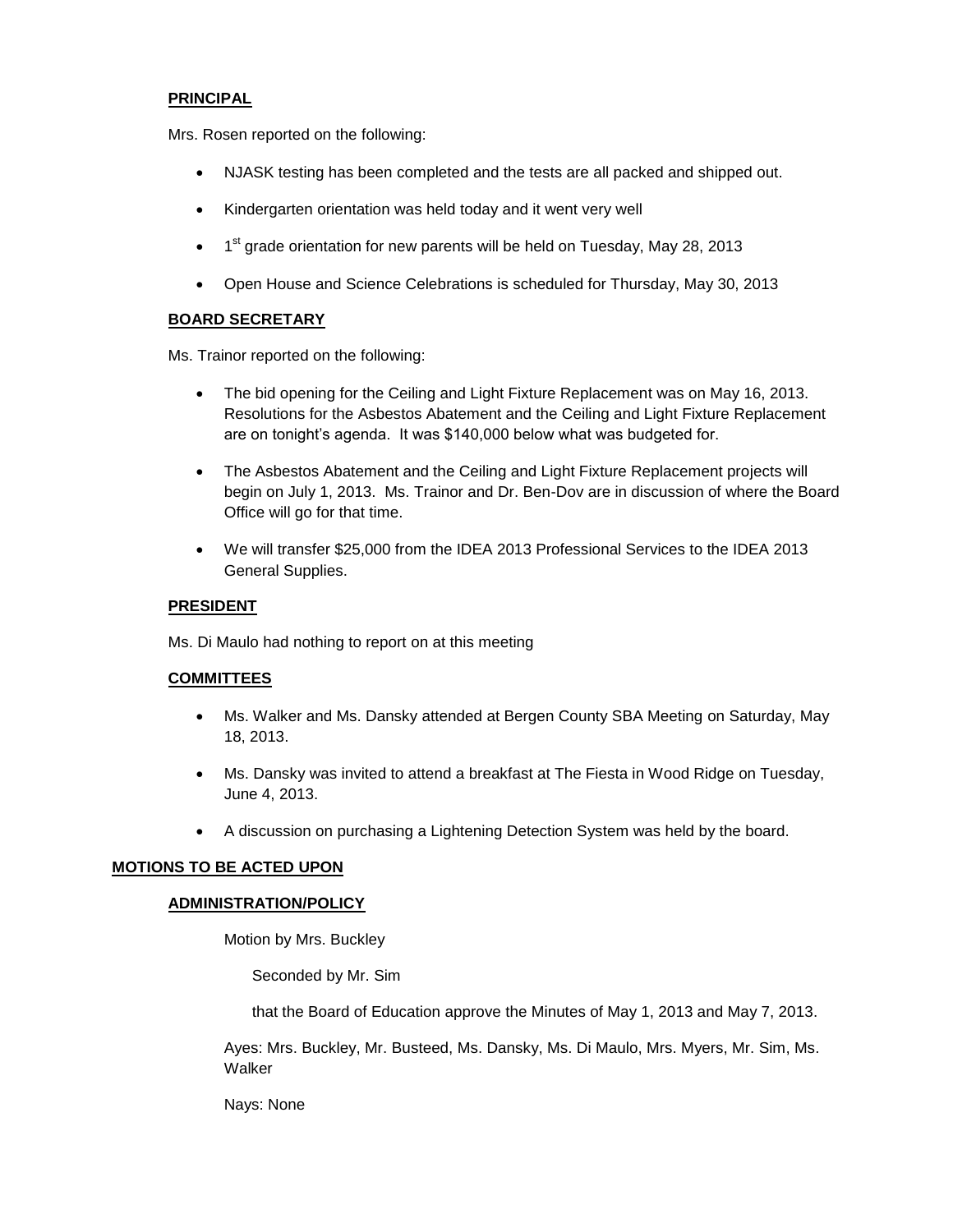**PRINCIPAL**

Mrs. Rosen reported on the following:

- NJASK testing has been completed and the tests are all packed and shipped out.
- Kindergarten orientation was held today and it went very well
- 1st grade orientation for new parents will be held on Tuesday, May 28, 2013
- Open House and Science Celebrations is scheduled for Thursday, May 30, 2013

**BOARD SECRETARY**

Ms. Trainor reported on the following:

- The bid opening for the Ceiling and Light Fixture Replacement was on May 16, 2013. Resolutions for the Asbestos Abatement and the Ceiling and Light Fixture Replacement are on tonight's agenda. It was $140,000 below what was budgeted for.
- The Asbestos Abatement and the Ceiling and Light Fixture Replacement projects will begin on July 1, 2013. Ms. Trainor and Dr. Ben-Dov are in discussion of where the Board Office will go for that time.
- We will transfer $25,000 from the IDEA 2013 Professional Services to the IDEA 2013 General Supplies.

**PRESIDENT**

Ms. Di Maulo had nothing to report on at this meeting

**COMMITTEES**

- Ms. Walker and Ms. Dansky attended at Bergen County SBA Meeting on Saturday, May 18, 2013.
- Ms. Dansky was invited to attend a breakfast at The Fiesta in Wood Ridge on Tuesday, June 4, 2013.
- A discussion on purchasing a Lightening Detection System was held by the board.

**MOTIONS TO BE ACTED UPON**

**ADMINISTRATION/POLICY**

Motion by Mrs. Buckley

Seconded by Mr. Sim

that the Board of Education approve the Minutes of May 1, 2013 and May 7, 2013.

Ayes: Mrs. Buckley, Mr. Busteed, Ms. Dansky, Ms. Di Maulo, Mrs. Myers, Mr. Sim, Ms. Walker

Nays: None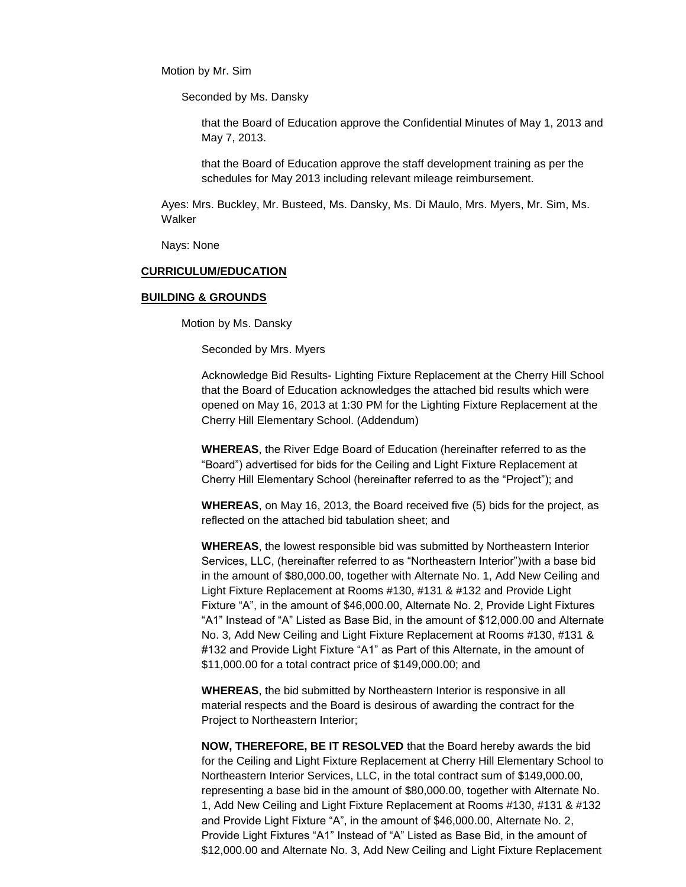Motion by Mr. Sim

Seconded by Ms. Dansky

that the Board of Education approve the Confidential Minutes of May 1, 2013 and May 7, 2013.

that the Board of Education approve the staff development training as per the schedules for May 2013 including relevant mileage reimbursement.

Ayes: Mrs. Buckley, Mr. Busteed, Ms. Dansky, Ms. Di Maulo, Mrs. Myers, Mr. Sim, Ms. Walker

Nays: None

**CURRICULUM/EDUCATION**

**BUILDING & GROUNDS**

Motion by Ms. Dansky

Seconded by Mrs. Myers

Acknowledge Bid Results- Lighting Fixture Replacement at the Cherry Hill School that the Board of Education acknowledges the attached bid results which were opened on May 16, 2013 at 1:30 PM for the Lighting Fixture Replacement at the Cherry Hill Elementary School. (Addendum)

**WHEREAS**, the River Edge Board of Education (hereinafter referred to as the "Board") advertised for bids for the Ceiling and Light Fixture Replacement at Cherry Hill Elementary School (hereinafter referred to as the "Project"); and

**WHEREAS**, on May 16, 2013, the Board received five (5) bids for the project, as reflected on the attached bid tabulation sheet; and

**WHEREAS**, the lowest responsible bid was submitted by Northeastern Interior Services, LLC, (hereinafter referred to as "Northeastern Interior")with a base bid in the amount of $80,000.00, together with Alternate No. 1, Add New Ceiling and Light Fixture Replacement at Rooms #130, #131 & #132 and Provide Light Fixture "A", in the amount of $46,000.00, Alternate No. 2, Provide Light Fixtures "A1" Instead of "A" Listed as Base Bid, in the amount of $12,000.00 and Alternate No. 3, Add New Ceiling and Light Fixture Replacement at Rooms #130, #131 & #132 and Provide Light Fixture "A1" as Part of this Alternate, in the amount of $11,000.00 for a total contract price of $149,000.00; and

**WHEREAS**, the bid submitted by Northeastern Interior is responsive in all material respects and the Board is desirous of awarding the contract for the Project to Northeastern Interior;

**NOW, THEREFORE, BE IT RESOLVED** that the Board hereby awards the bid for the Ceiling and Light Fixture Replacement at Cherry Hill Elementary School to Northeastern Interior Services, LLC, in the total contract sum of $149,000.00, representing a base bid in the amount of $80,000.00, together with Alternate No. 1, Add New Ceiling and Light Fixture Replacement at Rooms #130, #131 & #132 and Provide Light Fixture "A", in the amount of $46,000.00, Alternate No. 2, Provide Light Fixtures "A1" Instead of "A" Listed as Base Bid, in the amount of $12,000.00 and Alternate No. 3, Add New Ceiling and Light Fixture Replacement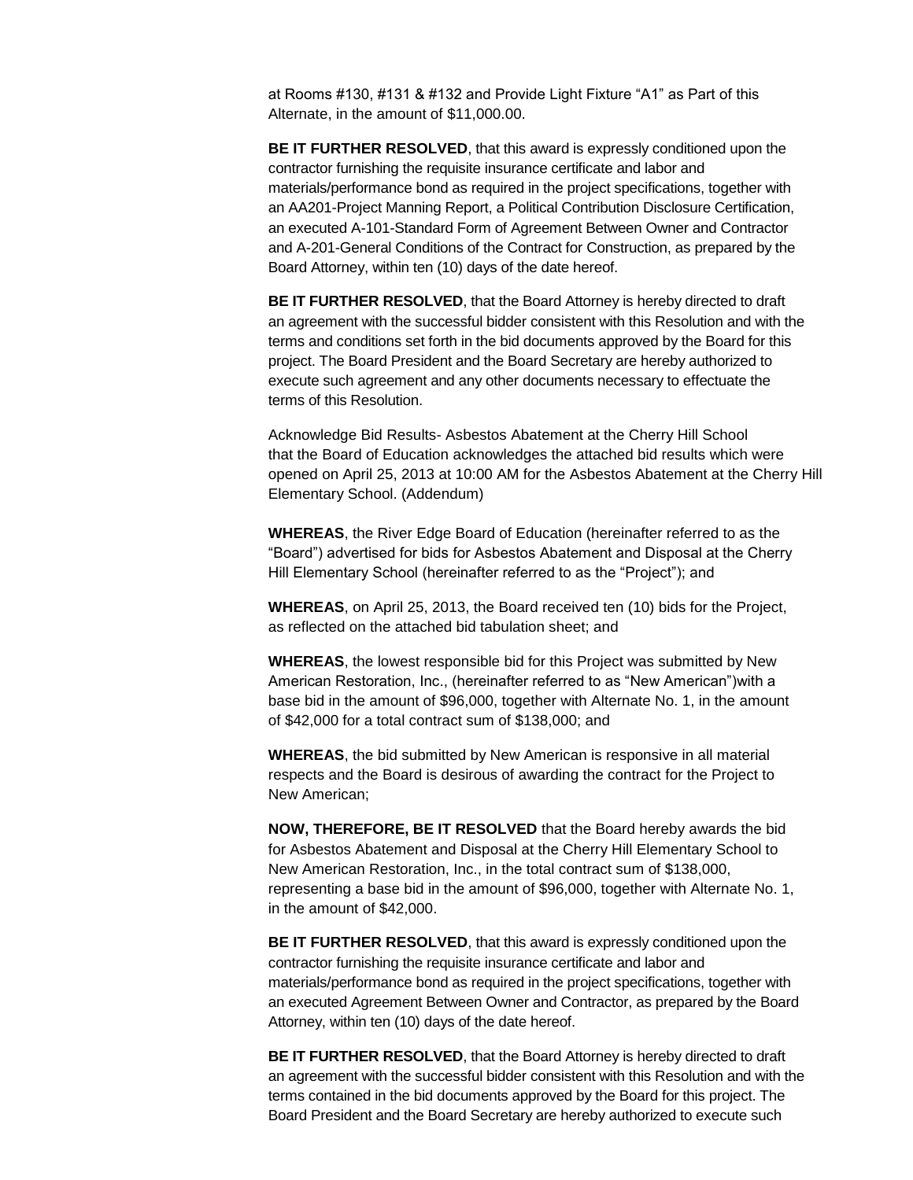at Rooms #130, #131 & #132 and Provide Light Fixture “A1” as Part of this Alternate, in the amount of $11,000.00.

**BE IT FURTHER RESOLVED**, that this award is expressly conditioned upon the contractor furnishing the requisite insurance certificate and labor and materials/performance bond as required in the project specifications, together with an AA201-Project Manning Report, a Political Contribution Disclosure Certification, an executed A-101-Standard Form of Agreement Between Owner and Contractor and A-201-General Conditions of the Contract for Construction, as prepared by the Board Attorney, within ten (10) days of the date hereof.

**BE IT FURTHER RESOLVED**, that the Board Attorney is hereby directed to draft an agreement with the successful bidder consistent with this Resolution and with the terms and conditions set forth in the bid documents approved by the Board for this project. The Board President and the Board Secretary are hereby authorized to execute such agreement and any other documents necessary to effectuate the terms of this Resolution.

Acknowledge Bid Results- Asbestos Abatement at the Cherry Hill School that the Board of Education acknowledges the attached bid results which were opened on April 25, 2013 at 10:00 AM for the Asbestos Abatement at the Cherry Hill Elementary School. (Addendum)

**WHEREAS**, the River Edge Board of Education (hereinafter referred to as the “Board”) advertised for bids for Asbestos Abatement and Disposal at the Cherry Hill Elementary School (hereinafter referred to as the “Project”); and

**WHEREAS**, on April 25, 2013, the Board received ten (10) bids for the Project, as reflected on the attached bid tabulation sheet; and

**WHEREAS**, the lowest responsible bid for this Project was submitted by New American Restoration, Inc., (hereinafter referred to as “New American”)with a base bid in the amount of $96,000, together with Alternate No. 1, in the amount of $42,000 for a total contract sum of $138,000; and

**WHEREAS**, the bid submitted by New American is responsive in all material respects and the Board is desirous of awarding the contract for the Project to New American;

**NOW, THEREFORE, BE IT RESOLVED** that the Board hereby awards the bid for Asbestos Abatement and Disposal at the Cherry Hill Elementary School to New American Restoration, Inc., in the total contract sum of $138,000, representing a base bid in the amount of $96,000, together with Alternate No. 1, in the amount of $42,000.

**BE IT FURTHER RESOLVED**, that this award is expressly conditioned upon the contractor furnishing the requisite insurance certificate and labor and materials/performance bond as required in the project specifications, together with an executed Agreement Between Owner and Contractor, as prepared by the Board Attorney, within ten (10) days of the date hereof.

**BE IT FURTHER RESOLVED**, that the Board Attorney is hereby directed to draft an agreement with the successful bidder consistent with this Resolution and with the terms contained in the bid documents approved by the Board for this project. The Board President and the Board Secretary are hereby authorized to execute such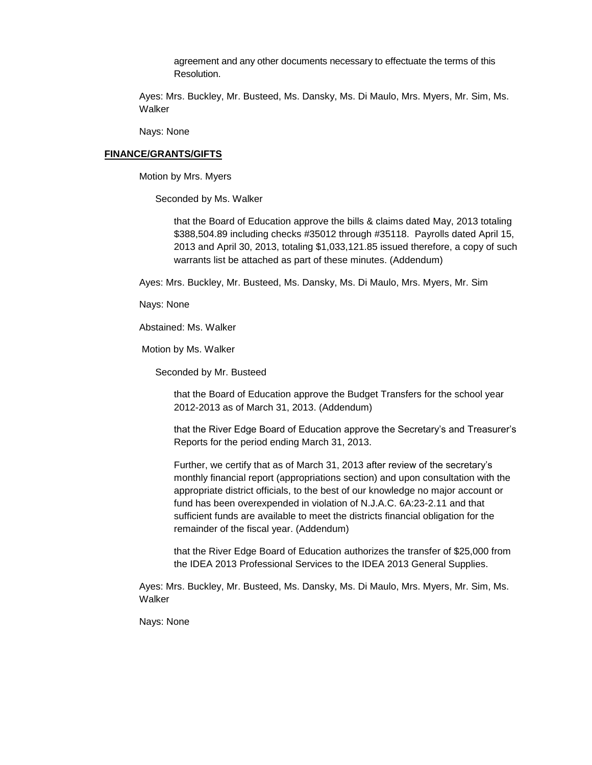agreement and any other documents necessary to effectuate the terms of this Resolution.

Ayes: Mrs. Buckley, Mr. Busteed, Ms. Dansky, Ms. Di Maulo, Mrs. Myers, Mr. Sim, Ms. Walker

Nays: None

**FINANCE/GRANTS/GIFTS**

Motion by Mrs. Myers

Seconded by Ms. Walker

that the Board of Education approve the bills & claims dated May, 2013 totaling $388,504.89 including checks #35012 through #35118. Payrolls dated April 15, 2013 and April 30, 2013, totaling $1,033,121.85 issued therefore, a copy of such warrants list be attached as part of these minutes. (Addendum)

Ayes: Mrs. Buckley, Mr. Busteed, Ms. Dansky, Ms. Di Maulo, Mrs. Myers, Mr. Sim

Nays: None

Abstained: Ms. Walker

Motion by Ms. Walker

Seconded by Mr. Busteed

that the Board of Education approve the Budget Transfers for the school year 2012-2013 as of March 31, 2013. (Addendum)

that the River Edge Board of Education approve the Secretary's and Treasurer's Reports for the period ending March 31, 2013.

Further, we certify that as of March 31, 2013 after review of the secretary's monthly financial report (appropriations section) and upon consultation with the appropriate district officials, to the best of our knowledge no major account or fund has been overexpended in violation of N.J.A.C. 6A:23-2.11 and that sufficient funds are available to meet the districts financial obligation for the remainder of the fiscal year. (Addendum)

that the River Edge Board of Education authorizes the transfer of $25,000 from the IDEA 2013 Professional Services to the IDEA 2013 General Supplies.

Ayes: Mrs. Buckley, Mr. Busteed, Ms. Dansky, Ms. Di Maulo, Mrs. Myers, Mr. Sim, Ms. Walker

Nays: None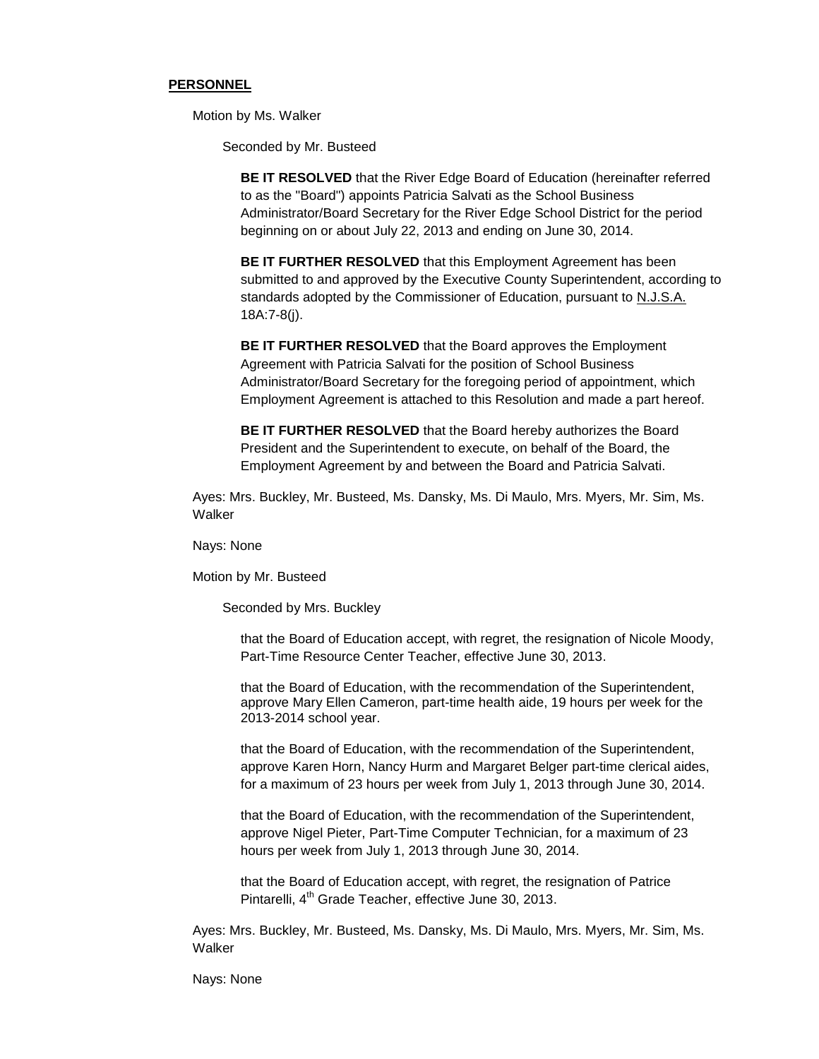**PERSONNEL**

Motion by Ms. Walker

Seconded by Mr. Busteed

**BE IT RESOLVED** that the River Edge Board of Education (hereinafter referred to as the "Board") appoints Patricia Salvati as the School Business Administrator/Board Secretary for the River Edge School District for the period beginning on or about July 22, 2013 and ending on June 30, 2014.

**BE IT FURTHER RESOLVED** that this Employment Agreement has been submitted to and approved by the Executive County Superintendent, according to standards adopted by the Commissioner of Education, pursuant to N.J.S.A. 18A:7-8(j).

**BE IT FURTHER RESOLVED** that the Board approves the Employment Agreement with Patricia Salvati for the position of School Business Administrator/Board Secretary for the foregoing period of appointment, which Employment Agreement is attached to this Resolution and made a part hereof.

**BE IT FURTHER RESOLVED** that the Board hereby authorizes the Board President and the Superintendent to execute, on behalf of the Board, the Employment Agreement by and between the Board and Patricia Salvati.

Ayes: Mrs. Buckley, Mr. Busteed, Ms. Dansky, Ms. Di Maulo, Mrs. Myers, Mr. Sim, Ms. Walker

Nays: None

Motion by Mr. Busteed

Seconded by Mrs. Buckley

that the Board of Education accept, with regret, the resignation of Nicole Moody, Part-Time Resource Center Teacher, effective June 30, 2013.

that the Board of Education, with the recommendation of the Superintendent, approve Mary Ellen Cameron, part-time health aide, 19 hours per week for the 2013-2014 school year.

that the Board of Education, with the recommendation of the Superintendent, approve Karen Horn, Nancy Hurm and Margaret Belger part-time clerical aides, for a maximum of 23 hours per week from July 1, 2013 through June 30, 2014.

that the Board of Education, with the recommendation of the Superintendent, approve Nigel Pieter, Part-Time Computer Technician, for a maximum of 23 hours per week from July 1, 2013 through June 30, 2014.

that the Board of Education accept, with regret, the resignation of Patrice Pintarelli, 4th Grade Teacher, effective June 30, 2013.

Ayes: Mrs. Buckley, Mr. Busteed, Ms. Dansky, Ms. Di Maulo, Mrs. Myers, Mr. Sim, Ms. Walker

Nays: None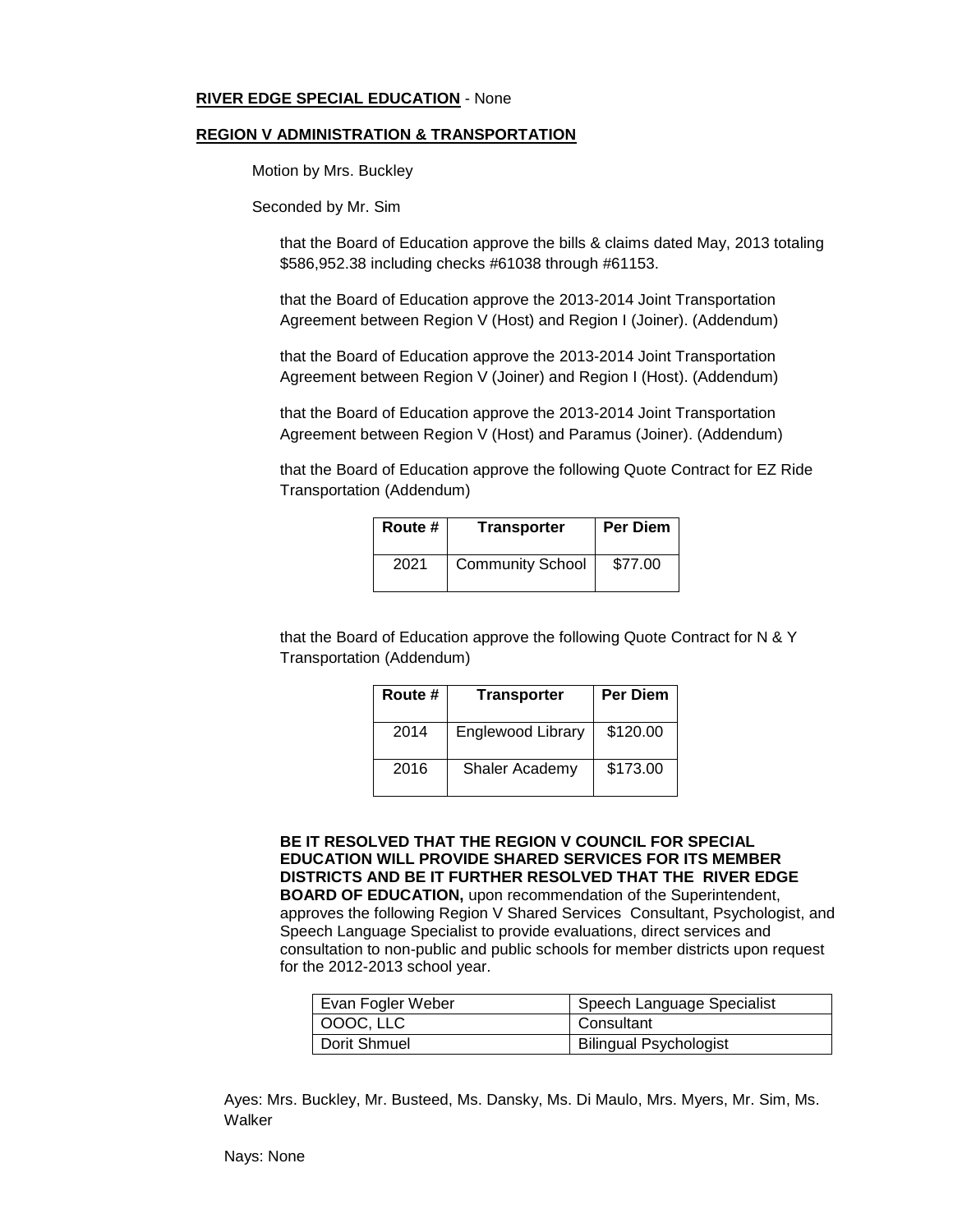**RIVER EDGE SPECIAL EDUCATION** - None

**REGION V ADMINISTRATION & TRANSPORTATION**

Motion by Mrs. Buckley

Seconded by Mr. Sim

that the Board of Education approve the bills & claims dated May, 2013 totaling $586,952.38 including checks #61038 through #61153.

that the Board of Education approve the 2013-2014 Joint Transportation Agreement between Region V (Host) and Region I (Joiner). (Addendum)

that the Board of Education approve the 2013-2014 Joint Transportation Agreement between Region V (Joiner) and Region I (Host). (Addendum)

that the Board of Education approve the 2013-2014 Joint Transportation Agreement between Region V (Host) and Paramus (Joiner). (Addendum)

that the Board of Education approve the following Quote Contract for EZ Ride Transportation (Addendum)

| Route # | Transporter | Per Diem |
|---|---|---|
| 2021 | Community School | $77.00 |

that the Board of Education approve the following Quote Contract for N & Y Transportation (Addendum)

| Route # | Transporter | Per Diem |
|---|---|---|
| 2014 | Englewood Library | $120.00 |
| 2016 | Shaler Academy | $173.00 |

**BE IT RESOLVED THAT THE REGION V COUNCIL FOR SPECIAL EDUCATION WILL PROVIDE SHARED SERVICES FOR ITS MEMBER DISTRICTS AND BE IT FURTHER RESOLVED THAT THE RIVER EDGE BOARD OF EDUCATION,** upon recommendation of the Superintendent, approves the following Region V Shared Services Consultant, Psychologist, and Speech Language Specialist to provide evaluations, direct services and consultation to non-public and public schools for member districts upon request for the 2012-2013 school year.

| | |
|---|---|
| Evan Fogler Weber | Speech Language Specialist |
| OOOC, LLC | Consultant |
| Dorit Shmuel | Bilingual Psychologist |

Ayes: Mrs. Buckley, Mr. Busteed, Ms. Dansky, Ms. Di Maulo, Mrs. Myers, Mr. Sim, Ms. Walker

Nays: None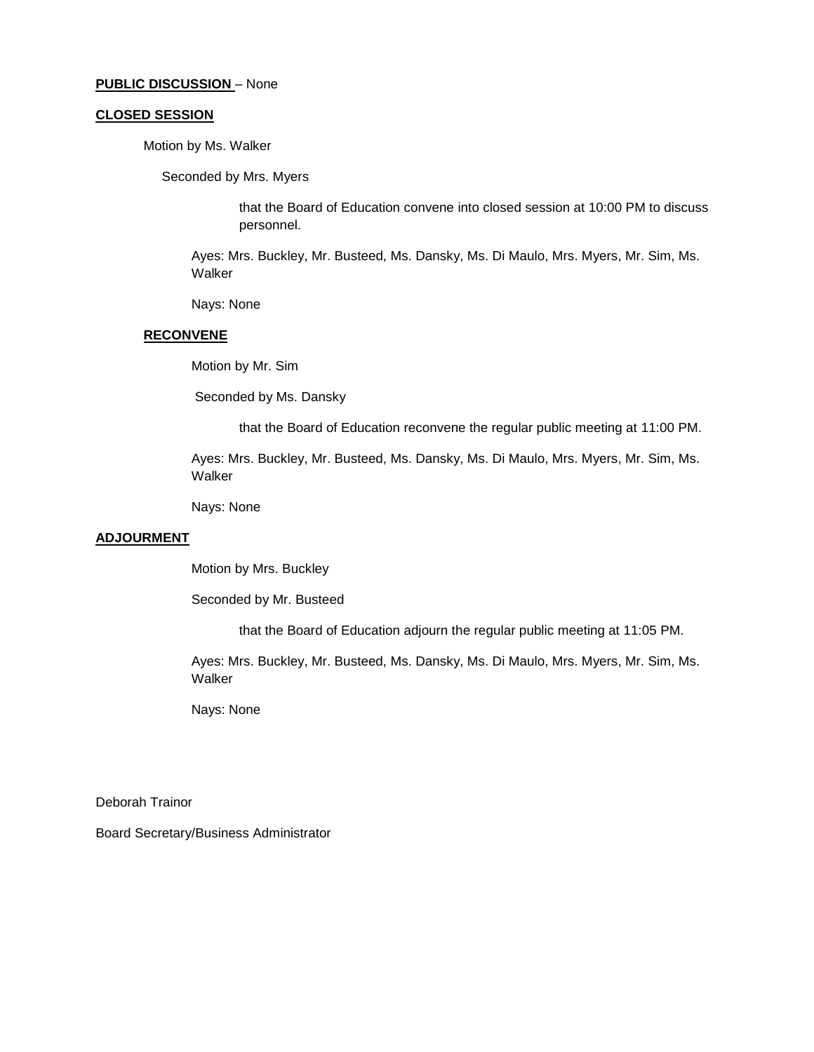**PUBLIC DISCUSSION** – None

**CLOSED SESSION**

Motion by Ms. Walker

Seconded by Mrs. Myers

that the Board of Education convene into closed session at 10:00 PM to discuss personnel.

Ayes: Mrs. Buckley, Mr. Busteed, Ms. Dansky, Ms. Di Maulo, Mrs. Myers, Mr. Sim, Ms. Walker

Nays: None

**RECONVENE**

Motion by Mr. Sim

Seconded by Ms. Dansky

that the Board of Education reconvene the regular public meeting at 11:00 PM.

Ayes: Mrs. Buckley, Mr. Busteed, Ms. Dansky, Ms. Di Maulo, Mrs. Myers, Mr. Sim, Ms. Walker

Nays: None

**ADJOURMENT**

Motion by Mrs. Buckley

Seconded by Mr. Busteed

that the Board of Education adjourn the regular public meeting at 11:05 PM.

Ayes: Mrs. Buckley, Mr. Busteed, Ms. Dansky, Ms. Di Maulo, Mrs. Myers, Mr. Sim, Ms. Walker

Nays: None

Deborah Trainor

Board Secretary/Business Administrator